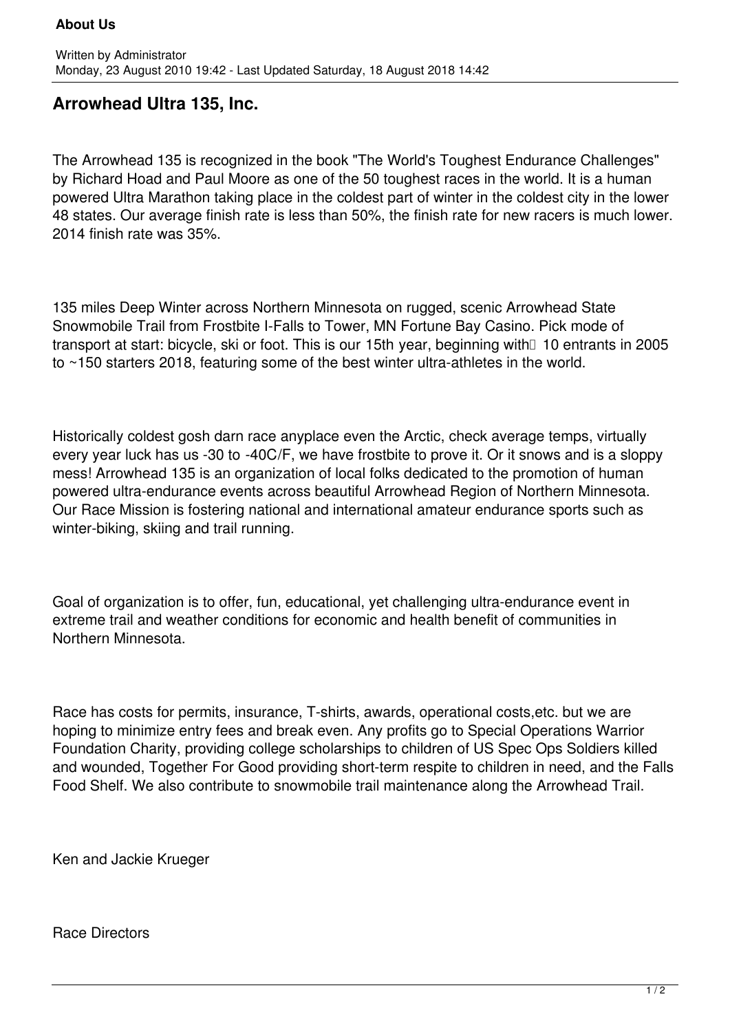# Arrowhead Ultra 135, Inc.

The Arrowhead 135 is recognized in the book "The World's Toughest Endurance Challenges" by Richard Hoad and Paul Moore as one of the 50 toughest races in the world. It is a human powered Ultra Marathon taking place in the coldest part of winter in the coldest city in the lower 48 states. Our average finish rate is less than 50%, the finish rate for new racers is much lower. 2014 finish rate was 35%.

135 miles Deep Winter across Northern Minnesota on rugged, scenic Arrowhead State Snowmobile Trail from Frostbite I-Falls to Tower, MN Fortune Bay Casino. Pick mode of transport at start: bicycle, ski or foot. This is our 15th year, beginning with 10 entrants in 2005 to ~150 starters 2018, featuring some of the best winter ultra-athletes in the world.

Historically coldest gosh darn race anyplace even the Arctic, check average temps, virtually every year luck has us -30 to -40C/F, we have frostbite to prove it. Or it snows and is a sloppy mess! Arrowhead 135 is an organization of local folks dedicated to the promotion of human powered ultra-endurance events across beautiful Arrowhead Region of Northern Minnesota. Our Race Mission is fostering national and international amateur endurance sports such as winter-biking, skiing and trail running.

Goal of organization is to offer, fun, educational, yet challenging ultra-endurance event in extreme trail and weather conditions for economic and health benefit of communities in Northern Minnesota.

Race has costs for permits, insurance, T-shirts, awards, operational costs,etc. but we are hoping to minimize entry fees and break even. Any profits go to Special Operations Warrior Foundation Charity, providing college scholarships to children of US Spec Ops Soldiers killed and wounded, Together For Good providing short-term respite to children in need, and the Falls Food Shelf. We also contribute to snowmobile trail maintenance along the Arrowhead Trail.

Ken and Jackie Krueger

Race Directors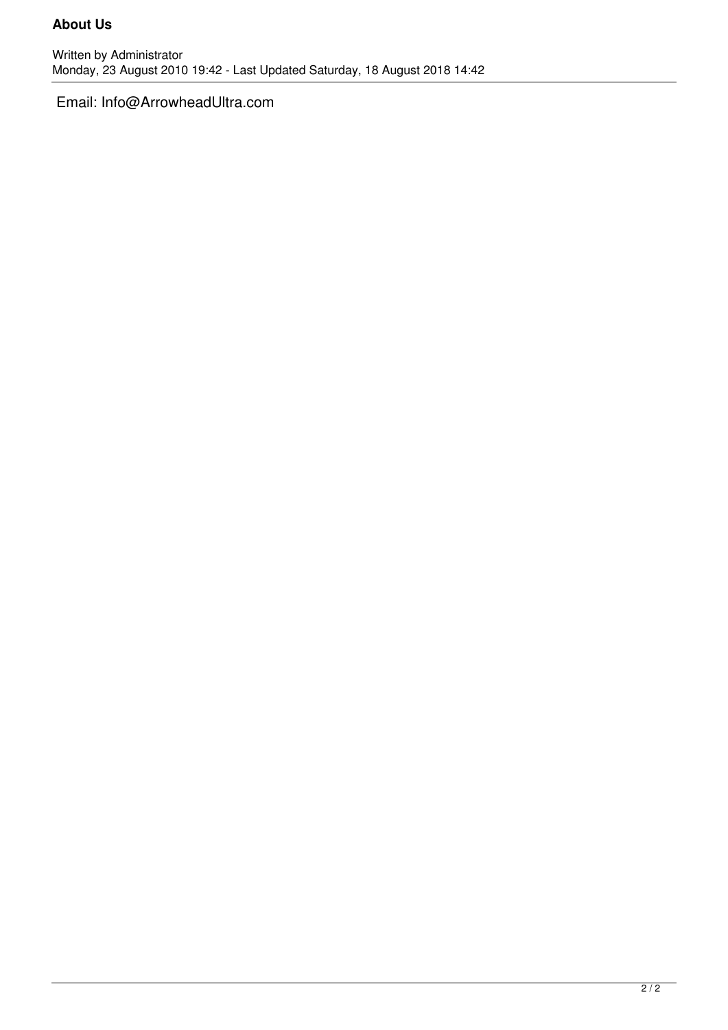Email: Info@ArrowheadUltra.com